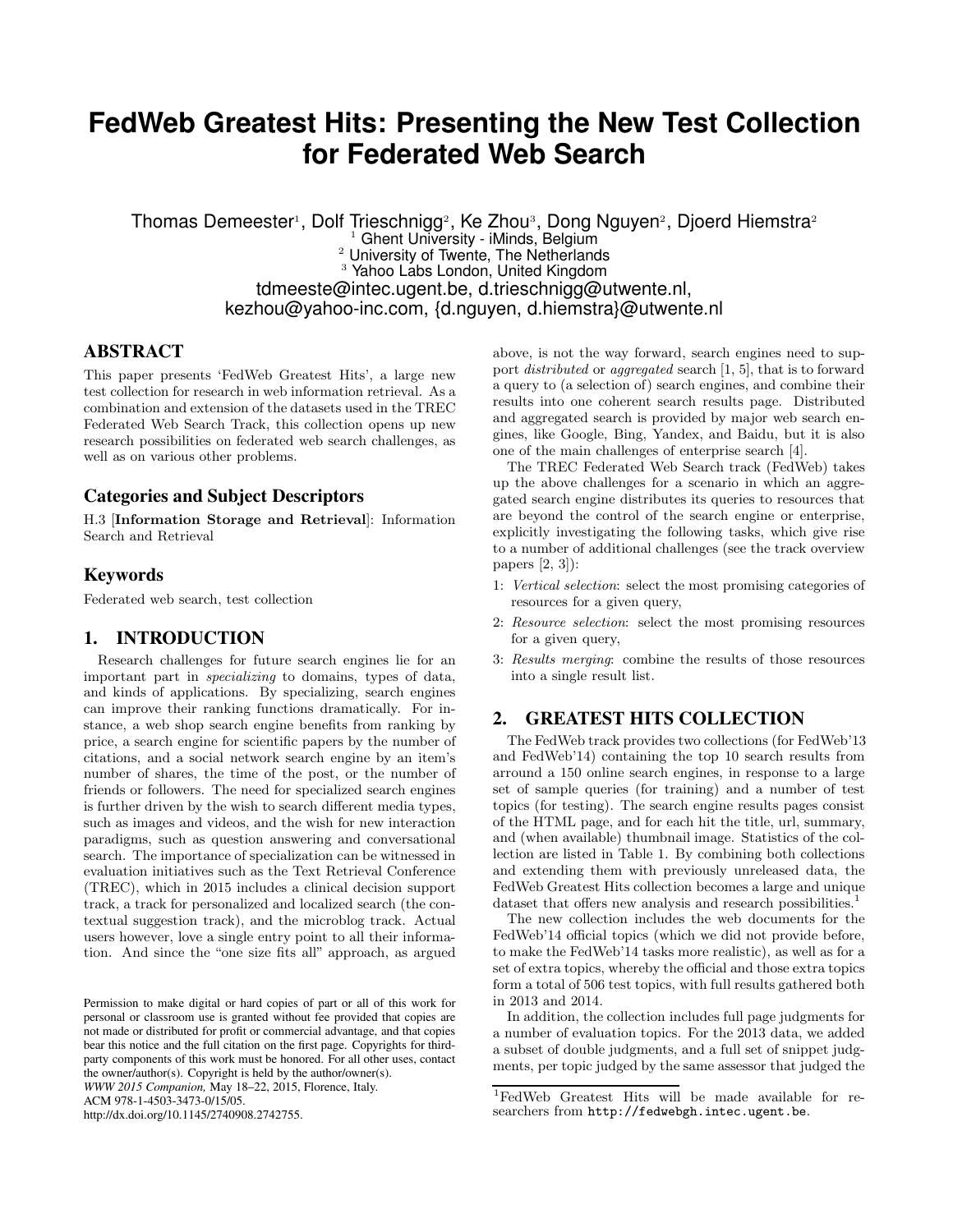# FedWeb Greatest Hits: Presenting the New Test Collection for Federated Web Search

Thomas Demeester[1], Dolf Trieschnigg[2], Ke Zhou[3], Dong Nguyen[2], Djoerd Hiemstra[2]

[1] Ghent University - iMinds, Belgium
[2] University of Twente, The Netherlands
[3] Yahoo Labs London, United Kingdom

tdmeeste@intec.ugent.be, d.trieschnigg@utwente.nl, kezhou@yahoo-inc.com, {d.nguyen, d.hiemstra}@utwente.nl

## ABSTRACT

This paper presents 'FedWeb Greatest Hits', a large new test collection for research in web information retrieval. As a combination and extension of the datasets used in the TREC Federated Web Search Track, this collection opens up new research possibilities on federated web search challenges, as well as on various other problems.

### Categories and Subject Descriptors

H.3 [**Information Storage and Retrieval**]: Information Search and Retrieval

### Keywords

Federated web search, test collection

## 1. INTRODUCTION

Research challenges for future search engines lie for an important part in *specializing* to domains, types of data, and kinds of applications. By specializing, search engines can improve their ranking functions dramatically. For instance, a web shop search engine benefits from ranking by price, a search engine for scientific papers by the number of citations, and a social network search engine by an item's number of shares, the time of the post, or the number of friends or followers. The need for specialized search engines is further driven by the wish to search different media types, such as images and videos, and the wish for new interaction paradigms, such as question answering and conversational search. The importance of specialization can be witnessed in evaluation initiatives such as the Text Retrieval Conference (TREC), which in 2015 includes a clinical decision support track, a track for personalized and localized search (the contextual suggestion track), and the microblog track. Actual users however, love a single entry point to all their information. And since the "one size fits all" approach, as argued above, is not the way forward, search engines need to support *distributed* or *aggregated* search [1, 5], that is to forward a query to (a selection of) search engines, and combine their results into one coherent search results page. Distributed and aggregated search is provided by major web search engines, like Google, Bing, Yandex, and Baidu, but it is also one of the main challenges of enterprise search [4].

The TREC Federated Web Search track (FedWeb) takes up the above challenges for a scenario in which an aggregated search engine distributes its queries to resources that are beyond the control of the search engine or enterprise, explicitly investigating the following tasks, which give rise to a number of additional challenges (see the track overview papers [2, 3]):

1: *Vertical selection*: select the most promising categories of resources for a given query,

2: *Resource selection*: select the most promising resources for a given query,

3: *Results merging*: combine the results of those resources into a single result list.

## 2. GREATEST HITS COLLECTION

The FedWeb track provides two collections (for FedWeb'13 and FedWeb'14) containing the top 10 search results from arround a 150 online search engines, in response to a large set of sample queries (for training) and a number of test topics (for testing). The search engine results pages consist of the HTML page, and for each hit the title, url, summary, and (when available) thumbnail image. Statistics of the collection are listed in Table 1. By combining both collections and extending them with previously unreleased data, the FedWeb Greatest Hits collection becomes a large and unique dataset that offers new analysis and research possibilities.[1]

The new collection includes the web documents for the FedWeb'14 official topics (which we did not provide before, to make the FedWeb'14 tasks more realistic), as well as for a set of extra topics, whereby the official and those extra topics form a total of 506 test topics, with full results gathered both in 2013 and 2014.

In addition, the collection includes full page judgments for a number of evaluation topics. For the 2013 data, we added a subset of double judgments, and a full set of snippet judgments, per topic judged by the same assessor that judged the

[1] FedWeb Greatest Hits will be made available for researchers from `http://fedwebgh.intec.ugent.be`.

Permission to make digital or hard copies of part or all of this work for personal or classroom use is granted without fee provided that copies are not made or distributed for profit or commercial advantage, and that copies bear this notice and the full citation on the first page. Copyrights for third-party components of this work must be honored. For all other uses, contact the owner/author(s). Copyright is held by the author/owner(s).
*WWW 2015 Companion,* May 18–22, 2015, Florence, Italy.
ACM 978-1-4503-3473-0/15/05.
http://dx.doi.org/10.1145/2740908.2742755.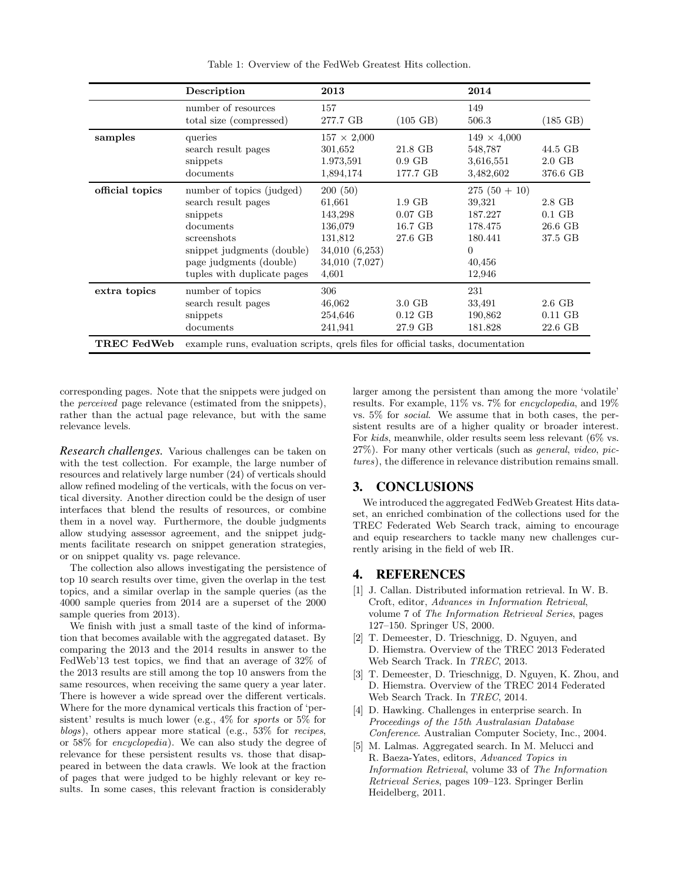Table 1: Overview of the FedWeb Greatest Hits collection.

| | Description | 2013 | | 2014 | |
|---|---|---|---|---|---|
| | number of resources | 157 | | 149 | |
| | total size (compressed) | 277.7 GB | (105 GB) | 506.3 | (185 GB) |
| **samples** | queries | 157 × 2,000 | | 149 × 4,000 | |
| | search result pages | 301,652 | 21.8 GB | 548,787 | 44.5 GB |
| | snippets | 1.973,591 | 0.9 GB | 3,616,551 | 2.0 GB |
| | documents | 1,894,174 | 177.7 GB | 3,482,602 | 376.6 GB |
| **official topics** | number of topics (judged) | 200 (50) | | 275 (50 + 10) | |
| | search result pages | 61,661 | 1.9 GB | 39,321 | 2.8 GB |
| | snippets | 143,298 | 0.07 GB | 187.227 | 0.1 GB |
| | documents | 136,079 | 16.7 GB | 178.475 | 26.6 GB |
| | screenshots | 131,812 | 27.6 GB | 180.441 | 37.5 GB |
| | snippet judgments (double) | 34,010 (6,253) | | 0 | |
| | page judgments (double) | 34,010 (7,027) | | 40,456 | |
| | tuples with duplicate pages | 4,601 | | 12,946 | |
| **extra topics** | number of topics | 306 | | 231 | |
| | search result pages | 46,062 | 3.0 GB | 33,491 | 2.6 GB |
| | snippets | 254,646 | 0.12 GB | 190,862 | 0.11 GB |
| | documents | 241,941 | 27.9 GB | 181.828 | 22.6 GB |
| **TREC FedWeb** | example runs, evaluation scripts, qrels files for official tasks, documentation | | | | |

corresponding pages. Note that the snippets were judged on the *perceived* page relevance (estimated from the snippets), rather than the actual page relevance, but with the same relevance levels.

***Research challenges.*** Various challenges can be taken on with the test collection. For example, the large number of resources and relatively large number (24) of verticals should allow refined modeling of the verticals, with the focus on vertical diversity. Another direction could be the design of user interfaces that blend the results of resources, or combine them in a novel way. Furthermore, the double judgments allow studying assessor agreement, and the snippet judgments facilitate research on snippet generation strategies, or on snippet quality vs. page relevance.

The collection also allows investigating the persistence of top 10 search results over time, given the overlap in the test topics, and a similar overlap in the sample queries (as the 4000 sample queries from 2014 are a superset of the 2000 sample queries from 2013).

We finish with just a small taste of the kind of information that becomes available with the aggregated dataset. By comparing the 2013 and the 2014 results in answer to the FedWeb'13 test topics, we find that an average of 32% of the 2013 results are still among the top 10 answers from the same resources, when receiving the same query a year later. There is however a wide spread over the different verticals. Where for the more dynamical verticals this fraction of 'persistent' results is much lower (e.g., 4% for *sports* or 5% for *blogs*), others appear more statical (e.g., 53% for *recipes*, or 58% for *encyclopedia*). We can also study the degree of relevance for these persistent results vs. those that disappeared in between the data crawls. We look at the fraction of pages that were judged to be highly relevant or key results. In some cases, this relevant fraction is considerably larger among the persistent than among the more 'volatile' results. For example, 11% vs. 7% for *encyclopedia*, and 19% vs. 5% for *social*. We assume that in both cases, the persistent results are of a higher quality or broader interest. For *kids*, meanwhile, older results seem less relevant (6% vs. 27%). For many other verticals (such as *general*, *video*, *pictures*), the difference in relevance distribution remains small.

## 3. CONCLUSIONS

We introduced the aggregated FedWeb Greatest Hits dataset, an enriched combination of the collections used for the TREC Federated Web Search track, aiming to encourage and equip researchers to tackle many new challenges currently arising in the field of web IR.

## 4. REFERENCES

[1] J. Callan. Distributed information retrieval. In W. B. Croft, editor, *Advances in Information Retrieval*, volume 7 of *The Information Retrieval Series*, pages 127–150. Springer US, 2000.

[2] T. Demeester, D. Trieschnigg, D. Nguyen, and D. Hiemstra. Overview of the TREC 2013 Federated Web Search Track. In *TREC*, 2013.

[3] T. Demeester, D. Trieschnigg, D. Nguyen, K. Zhou, and D. Hiemstra. Overview of the TREC 2014 Federated Web Search Track. In *TREC*, 2014.

[4] D. Hawking. Challenges in enterprise search. In *Proceedings of the 15th Australasian Database Conference*. Australian Computer Society, Inc., 2004.

[5] M. Lalmas. Aggregated search. In M. Melucci and R. Baeza-Yates, editors, *Advanced Topics in Information Retrieval*, volume 33 of *The Information Retrieval Series*, pages 109–123. Springer Berlin Heidelberg, 2011.